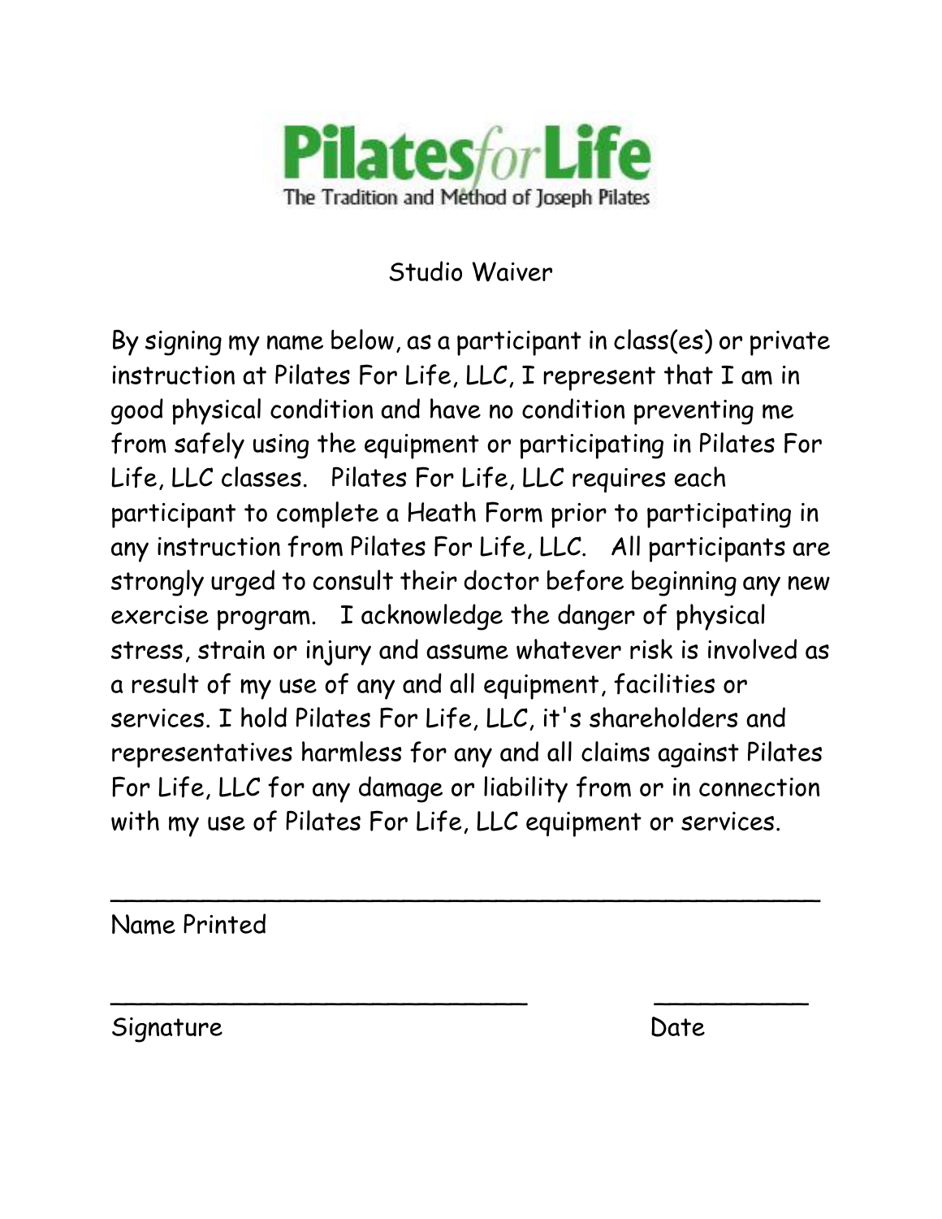# Pilates*for*Life

The Tradition and Method of Joseph Pilates

## Studio Waiver

By signing my name below, as a participant in class(es) or private instruction at Pilates For Life, LLC, I represent that I am in good physical condition and have no condition preventing me from safely using the equipment or participating in Pilates For Life, LLC classes. Pilates For Life, LLC requires each participant to complete a Heath Form prior to participating in any instruction from Pilates For Life, LLC. All participants are strongly urged to consult their doctor before beginning any new exercise program. I acknowledge the danger of physical stress, strain or injury and assume whatever risk is involved as a result of my use of any and all equipment, facilities or services. I hold Pilates For Life, LLC, it's shareholders and representatives harmless for any and all claims against Pilates For Life, LLC for any damage or liability from or in connection with my use of Pilates For Life, LLC equipment or services.

______________________________________________

Name Printed

____________________________ __________

Signature Date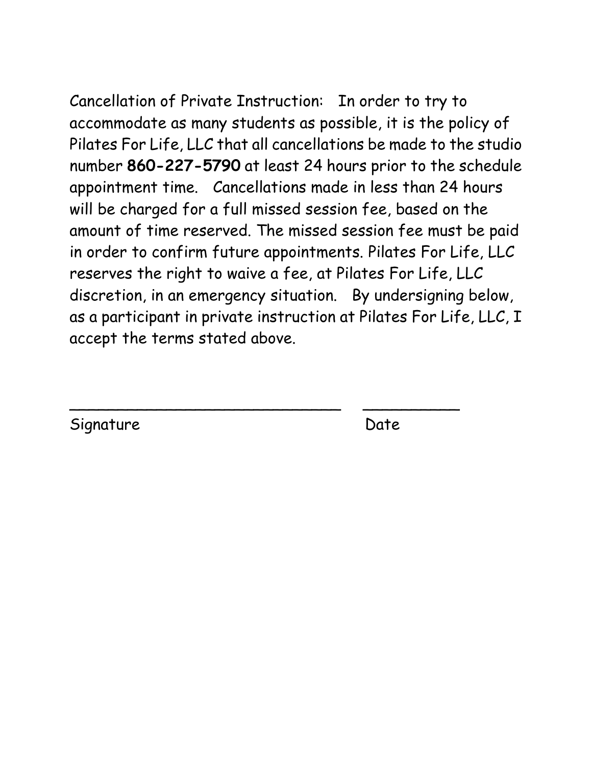Cancellation of Private Instruction: In order to try to accommodate as many students as possible, it is the policy of Pilates For Life, LLC that all cancellations be made to the studio number **860-227-5790** at least 24 hours prior to the schedule appointment time. Cancellations made in less than 24 hours will be charged for a full missed session fee, based on the amount of time reserved. The missed session fee must be paid in order to confirm future appointments. Pilates For Life, LLC reserves the right to waive a fee, at Pilates For Life, LLC discretion, in an emergency situation. By undersigning below, as a participant in private instruction at Pilates For Life, LLC, I accept the terms stated above.

______________________________ __________

Signature Date